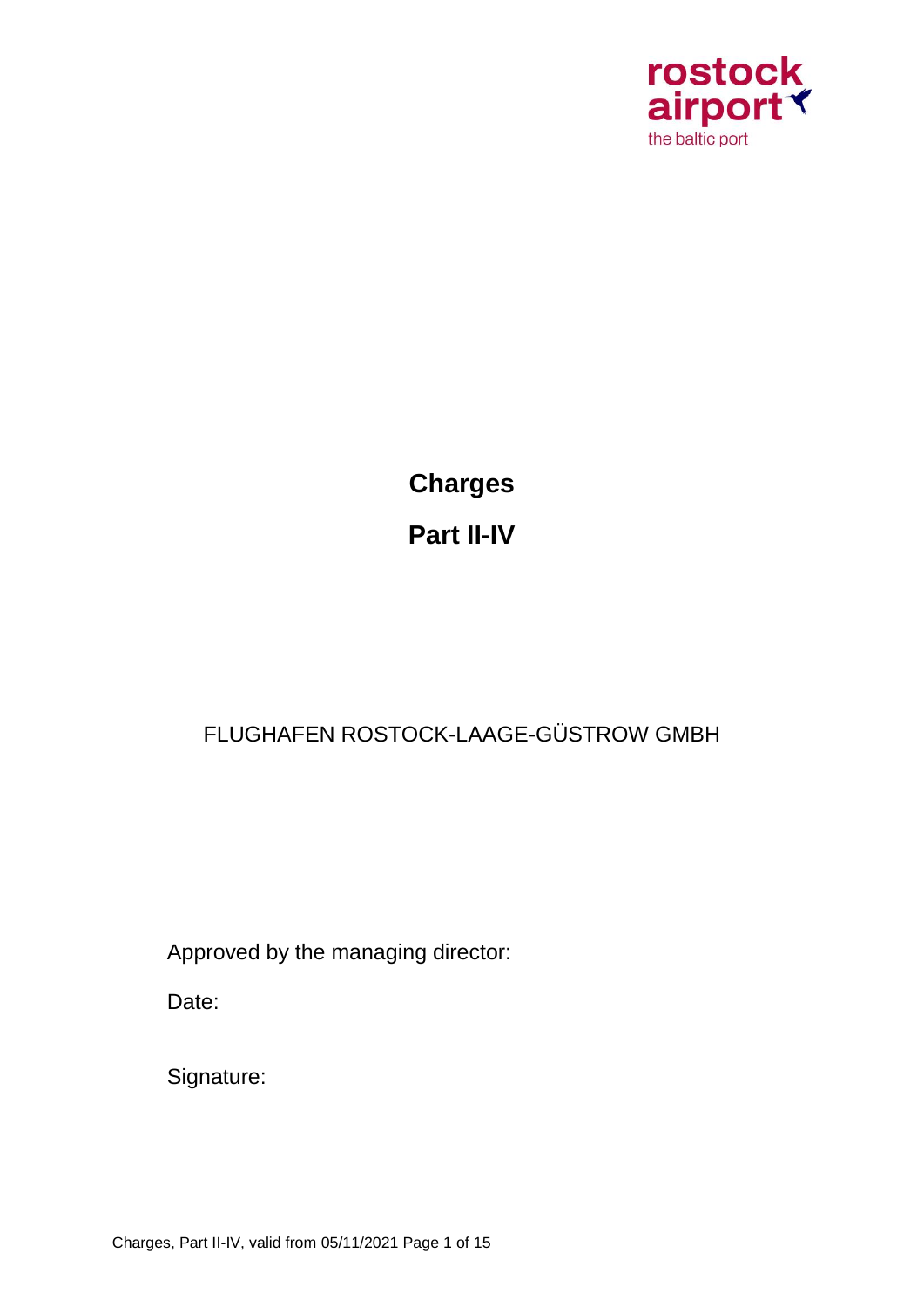rostock airport
the baltic port

# Charges

# Part II-IV

FLUGHAFEN ROSTOCK-LAAGE-GÜSTROW GMBH

Approved by the managing director:

Date:

Signature: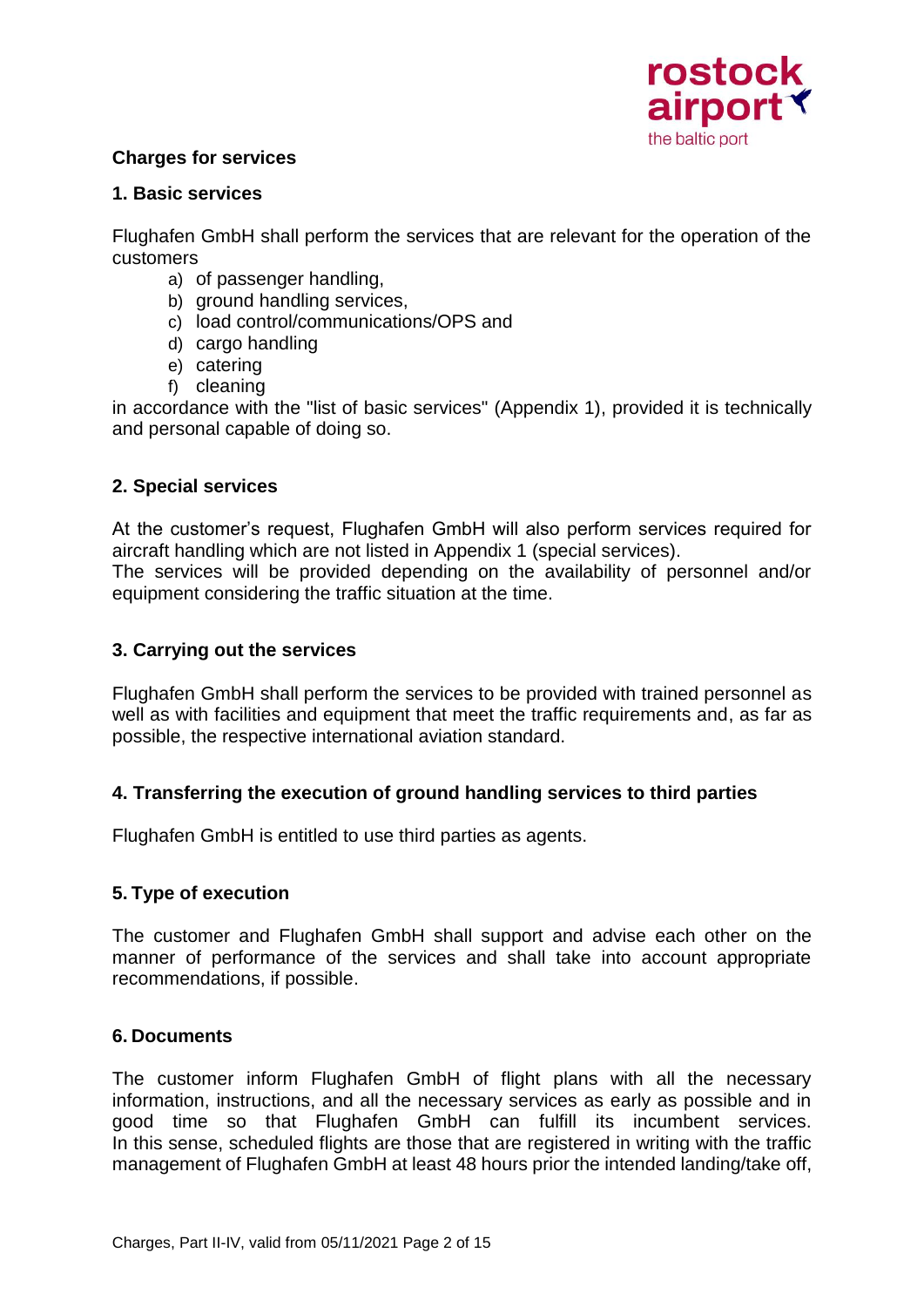**Charges for services**

**1. Basic services**

Flughafen GmbH shall perform the services that are relevant for the operation of the customers

a) of passenger handling,
b) ground handling services,
c) load control/communications/OPS and
d) cargo handling
e) catering
f) cleaning

in accordance with the "list of basic services" (Appendix 1), provided it is technically and personal capable of doing so.

**2. Special services**

At the customer's request, Flughafen GmbH will also perform services required for aircraft handling which are not listed in Appendix 1 (special services).
The services will be provided depending on the availability of personnel and/or equipment considering the traffic situation at the time.

**3. Carrying out the services**

Flughafen GmbH shall perform the services to be provided with trained personnel as well as with facilities and equipment that meet the traffic requirements and, as far as possible, the respective international aviation standard.

**4. Transferring the execution of ground handling services to third parties**

Flughafen GmbH is entitled to use third parties as agents.

**5. Type of execution**

The customer and Flughafen GmbH shall support and advise each other on the manner of performance of the services and shall take into account appropriate recommendations, if possible.

**6. Documents**

The customer inform Flughafen GmbH of flight plans with all the necessary information, instructions, and all the necessary services as early as possible and in good time so that Flughafen GmbH can fulfill its incumbent services.
In this sense, scheduled flights are those that are registered in writing with the traffic management of Flughafen GmbH at least 48 hours prior the intended landing/take off,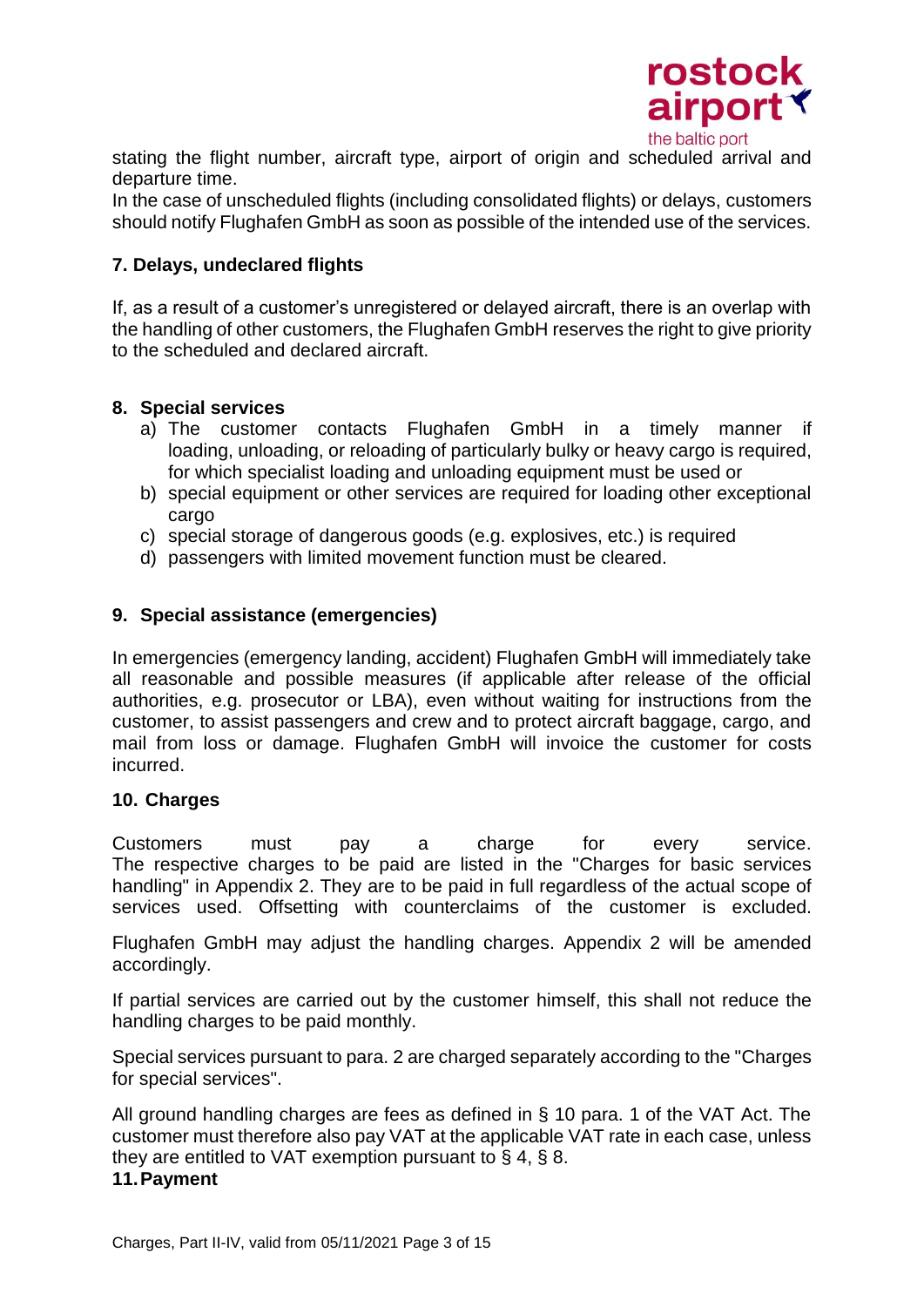stating the flight number, aircraft type, airport of origin and scheduled arrival and departure time.
In the case of unscheduled flights (including consolidated flights) or delays, customers should notify Flughafen GmbH as soon as possible of the intended use of the services.

## 7. Delays, undeclared flights

If, as a result of a customer's unregistered or delayed aircraft, there is an overlap with the handling of other customers, the Flughafen GmbH reserves the right to give priority to the scheduled and declared aircraft.

## 8. Special services

a) The customer contacts Flughafen GmbH in a timely manner if loading, unloading, or reloading of particularly bulky or heavy cargo is required, for which specialist loading and unloading equipment must be used or
b) special equipment or other services are required for loading other exceptional cargo
c) special storage of dangerous goods (e.g. explosives, etc.) is required
d) passengers with limited movement function must be cleared.

## 9. Special assistance (emergencies)

In emergencies (emergency landing, accident) Flughafen GmbH will immediately take all reasonable and possible measures (if applicable after release of the official authorities, e.g. prosecutor or LBA), even without waiting for instructions from the customer, to assist passengers and crew and to protect aircraft baggage, cargo, and mail from loss or damage. Flughafen GmbH will invoice the customer for costs incurred.

## 10. Charges

Customers must pay a charge for every service.
The respective charges to be paid are listed in the "Charges for basic services handling" in Appendix 2. They are to be paid in full regardless of the actual scope of services used. Offsetting with counterclaims of the customer is excluded.

Flughafen GmbH may adjust the handling charges. Appendix 2 will be amended accordingly.

If partial services are carried out by the customer himself, this shall not reduce the handling charges to be paid monthly.

Special services pursuant to para. 2 are charged separately according to the "Charges for special services".

All ground handling charges are fees as defined in § 10 para. 1 of the VAT Act. The customer must therefore also pay VAT at the applicable VAT rate in each case, unless they are entitled to VAT exemption pursuant to § 4, § 8.

## 11. Payment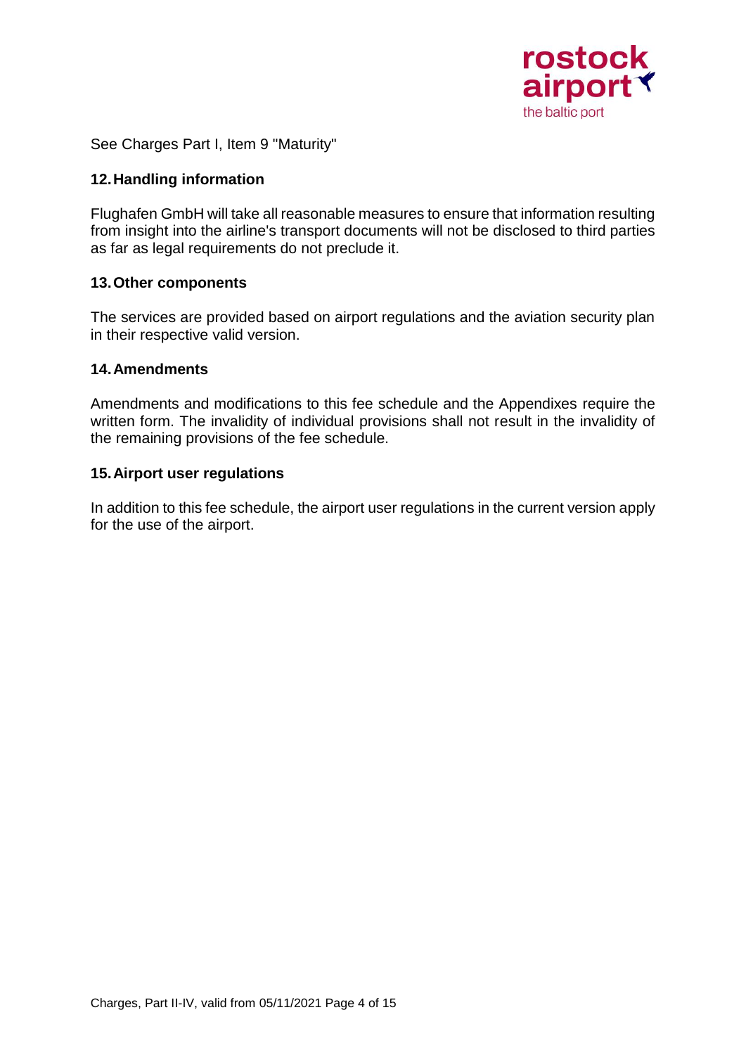See Charges Part I, Item 9 "Maturity"

## 12. Handling information

Flughafen GmbH will take all reasonable measures to ensure that information resulting from insight into the airline's transport documents will not be disclosed to third parties as far as legal requirements do not preclude it.

## 13. Other components

The services are provided based on airport regulations and the aviation security plan in their respective valid version.

## 14. Amendments

Amendments and modifications to this fee schedule and the Appendixes require the written form. The invalidity of individual provisions shall not result in the invalidity of the remaining provisions of the fee schedule.

## 15. Airport user regulations

In addition to this fee schedule, the airport user regulations in the current version apply for the use of the airport.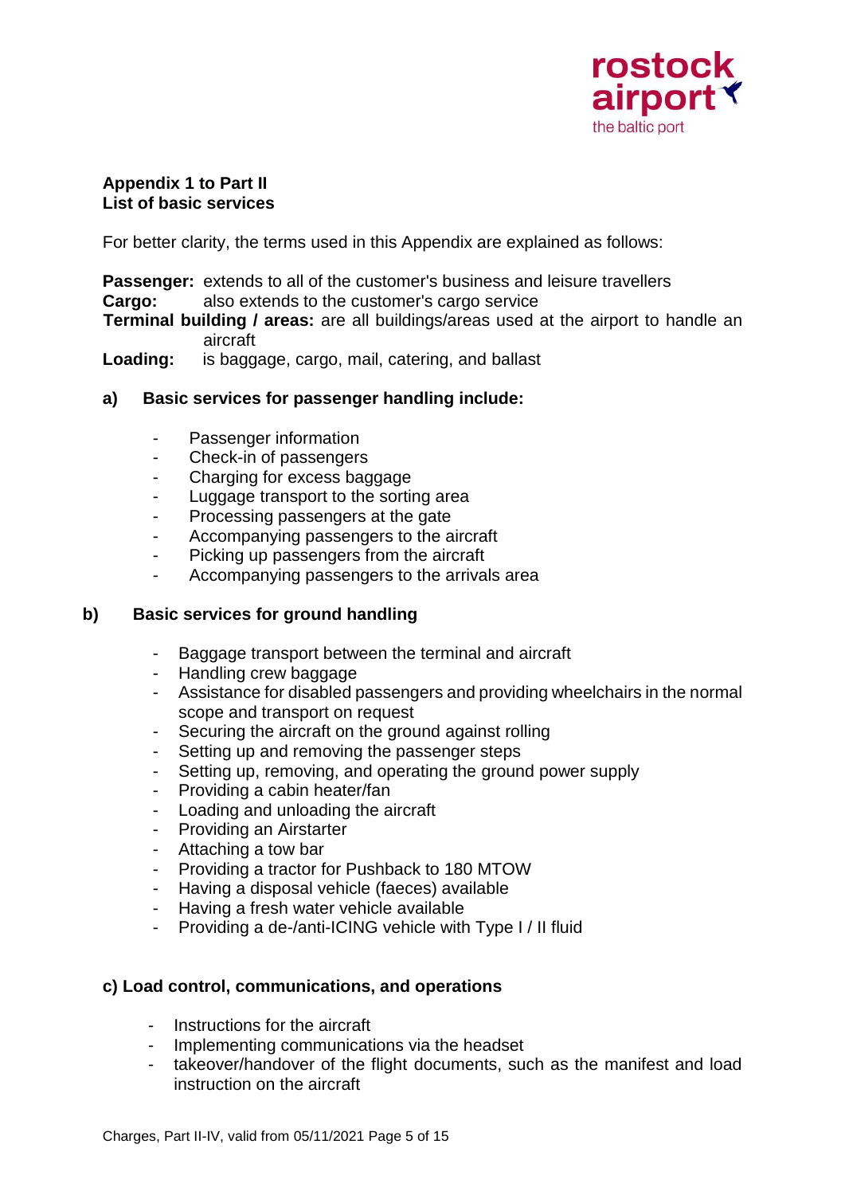**Appendix 1 to Part II**
**List of basic services**

For better clarity, the terms used in this Appendix are explained as follows:

**Passenger:** extends to all of the customer's business and leisure travellers
**Cargo:** also extends to the customer's cargo service
**Terminal building / areas:** are all buildings/areas used at the airport to handle an aircraft
**Loading:** is baggage, cargo, mail, catering, and ballast

### a) Basic services for passenger handling include:

- Passenger information
- Check-in of passengers
- Charging for excess baggage
- Luggage transport to the sorting area
- Processing passengers at the gate
- Accompanying passengers to the aircraft
- Picking up passengers from the aircraft
- Accompanying passengers to the arrivals area

### b) Basic services for ground handling

- Baggage transport between the terminal and aircraft
- Handling crew baggage
- Assistance for disabled passengers and providing wheelchairs in the normal scope and transport on request
- Securing the aircraft on the ground against rolling
- Setting up and removing the passenger steps
- Setting up, removing, and operating the ground power supply
- Providing a cabin heater/fan
- Loading and unloading the aircraft
- Providing an Airstarter
- Attaching a tow bar
- Providing a tractor for Pushback to 180 MTOW
- Having a disposal vehicle (faeces) available
- Having a fresh water vehicle available
- Providing a de-/anti-ICING vehicle with Type I / II fluid

### c) Load control, communications, and operations

- Instructions for the aircraft
- Implementing communications via the headset
- takeover/handover of the flight documents, such as the manifest and load instruction on the aircraft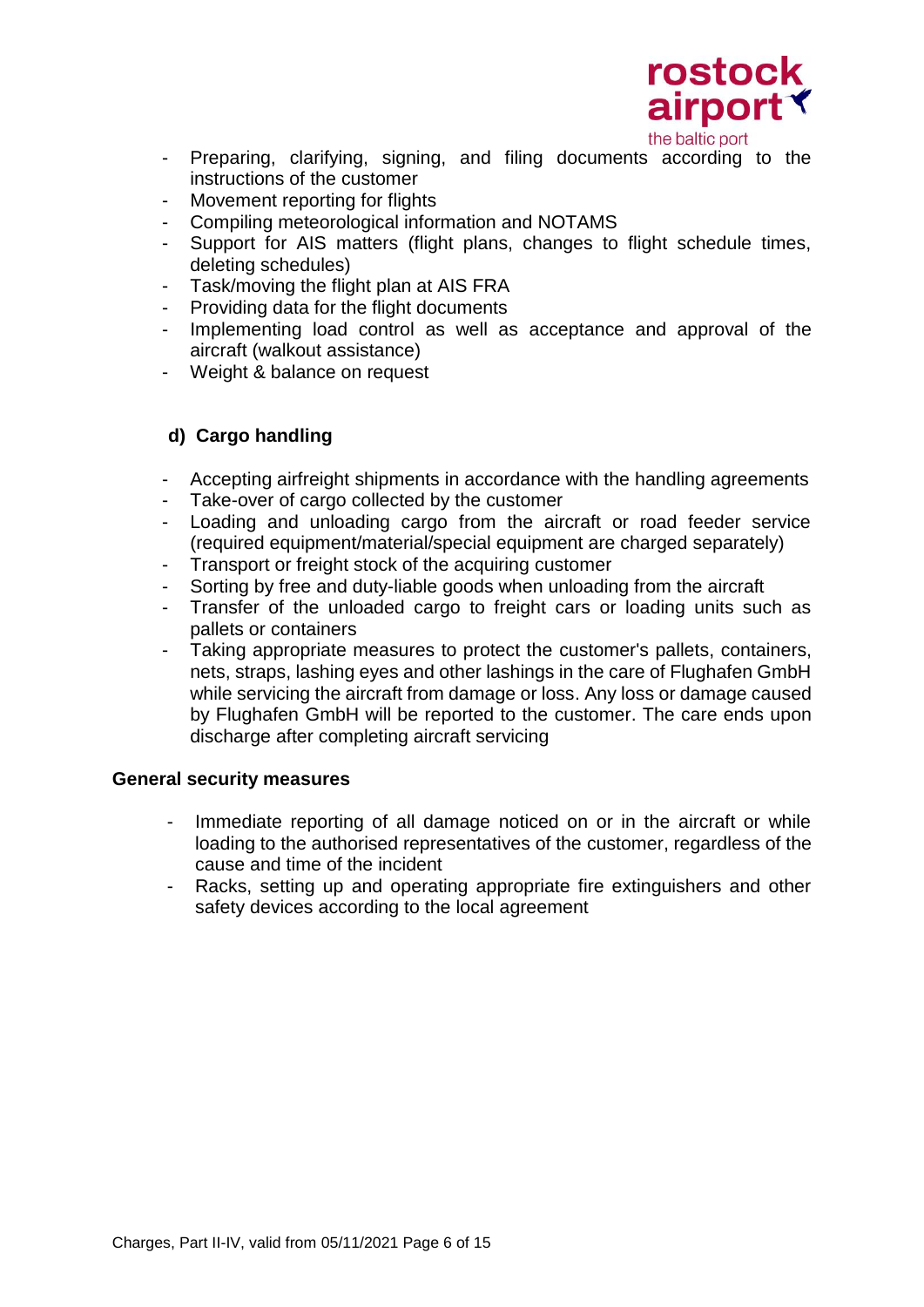- Preparing, clarifying, signing, and filing documents according to the instructions of the customer
- Movement reporting for flights
- Compiling meteorological information and NOTAMS
- Support for AIS matters (flight plans, changes to flight schedule times, deleting schedules)
- Task/moving the flight plan at AIS FRA
- Providing data for the flight documents
- Implementing load control as well as acceptance and approval of the aircraft (walkout assistance)
- Weight & balance on request

### d) Cargo handling

- Accepting airfreight shipments in accordance with the handling agreements
- Take-over of cargo collected by the customer
- Loading and unloading cargo from the aircraft or road feeder service (required equipment/material/special equipment are charged separately)
- Transport or freight stock of the acquiring customer
- Sorting by free and duty-liable goods when unloading from the aircraft
- Transfer of the unloaded cargo to freight cars or loading units such as pallets or containers
- Taking appropriate measures to protect the customer's pallets, containers, nets, straps, lashing eyes and other lashings in the care of Flughafen GmbH while servicing the aircraft from damage or loss. Any loss or damage caused by Flughafen GmbH will be reported to the customer. The care ends upon discharge after completing aircraft servicing

**General security measures**

- Immediate reporting of all damage noticed on or in the aircraft or while loading to the authorised representatives of the customer, regardless of the cause and time of the incident
- Racks, setting up and operating appropriate fire extinguishers and other safety devices according to the local agreement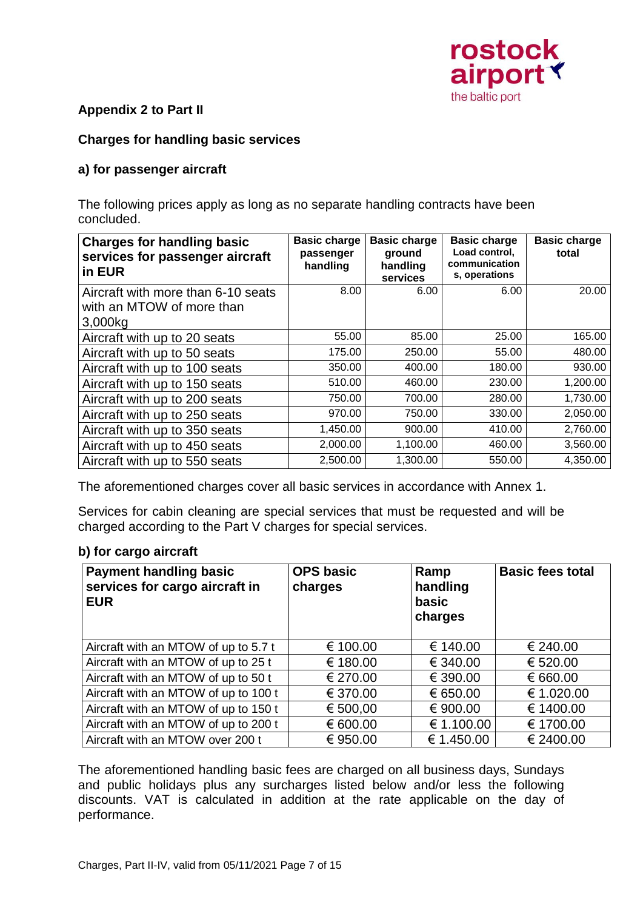## Appendix 2 to Part II

### Charges for handling basic services

### a) for passenger aircraft

The following prices apply as long as no separate handling contracts have been concluded.

| Charges for handling basic services for passenger aircraft in EUR | Basic charge passenger handling | Basic charge ground handling services | Basic charge Load control, communications, operations | Basic charge total |
|---|---|---|---|---|
| Aircraft with more than 6-10 seats with an MTOW of more than 3,000kg | 8.00 | 6.00 | 6.00 | 20.00 |
| Aircraft with up to 20 seats | 55.00 | 85.00 | 25.00 | 165.00 |
| Aircraft with up to 50 seats | 175.00 | 250.00 | 55.00 | 480.00 |
| Aircraft with up to 100 seats | 350.00 | 400.00 | 180.00 | 930.00 |
| Aircraft with up to 150 seats | 510.00 | 460.00 | 230.00 | 1,200.00 |
| Aircraft with up to 200 seats | 750.00 | 700.00 | 280.00 | 1,730.00 |
| Aircraft with up to 250 seats | 970.00 | 750.00 | 330.00 | 2,050.00 |
| Aircraft with up to 350 seats | 1,450.00 | 900.00 | 410.00 | 2,760.00 |
| Aircraft with up to 450 seats | 2,000.00 | 1,100.00 | 460.00 | 3,560.00 |
| Aircraft with up to 550 seats | 2,500.00 | 1,300.00 | 550.00 | 4,350.00 |

The aforementioned charges cover all basic services in accordance with Annex 1.

Services for cabin cleaning are special services that must be requested and will be charged according to the Part V charges for special services.

### b) for cargo aircraft

| Payment handling basic services for cargo aircraft in EUR | OPS basic charges | Ramp handling basic charges | Basic fees total |
|---|---|---|---|
| Aircraft with an MTOW of up to 5.7 t | € 100.00 | € 140.00 | € 240.00 |
| Aircraft with an MTOW of up to 25 t | € 180.00 | € 340.00 | € 520.00 |
| Aircraft with an MTOW of up to 50 t | € 270.00 | € 390.00 | € 660.00 |
| Aircraft with an MTOW of up to 100 t | € 370.00 | € 650.00 | € 1.020.00 |
| Aircraft with an MTOW of up to 150 t | € 500,00 | € 900.00 | € 1400.00 |
| Aircraft with an MTOW of up to 200 t | € 600.00 | € 1.100.00 | € 1700.00 |
| Aircraft with an MTOW over 200 t | € 950.00 | € 1.450.00 | € 2400.00 |

The aforementioned handling basic fees are charged on all business days, Sundays and public holidays plus any surcharges listed below and/or less the following discounts. VAT is calculated in addition at the rate applicable on the day of performance.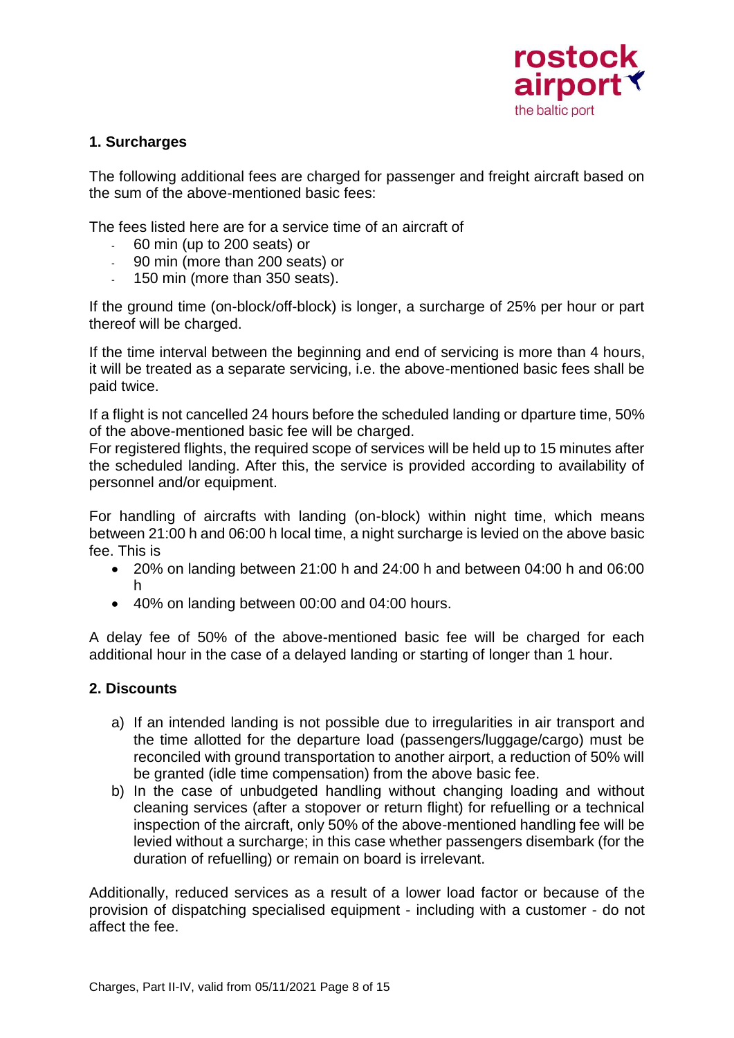## 1. Surcharges

The following additional fees are charged for passenger and freight aircraft based on the sum of the above-mentioned basic fees:

The fees listed here are for a service time of an aircraft of

- 60 min (up to 200 seats) or
- 90 min (more than 200 seats) or
- 150 min (more than 350 seats).

If the ground time (on-block/off-block) is longer, a surcharge of 25% per hour or part thereof will be charged.

If the time interval between the beginning and end of servicing is more than 4 hours, it will be treated as a separate servicing, i.e. the above-mentioned basic fees shall be paid twice.

If a flight is not cancelled 24 hours before the scheduled landing or dparture time, 50% of the above-mentioned basic fee will be charged.
For registered flights, the required scope of services will be held up to 15 minutes after the scheduled landing. After this, the service is provided according to availability of personnel and/or equipment.

For handling of aircrafts with landing (on-block) within night time, which means between 21:00 h and 06:00 h local time, a night surcharge is levied on the above basic fee. This is

- 20% on landing between 21:00 h and 24:00 h and between 04:00 h and 06:00 h
- 40% on landing between 00:00 and 04:00 hours.

A delay fee of 50% of the above-mentioned basic fee will be charged for each additional hour in the case of a delayed landing or starting of longer than 1 hour.

## 2. Discounts

a) If an intended landing is not possible due to irregularities in air transport and the time allotted for the departure load (passengers/luggage/cargo) must be reconciled with ground transportation to another airport, a reduction of 50% will be granted (idle time compensation) from the above basic fee.

b) In the case of unbudgeted handling without changing loading and without cleaning services (after a stopover or return flight) for refuelling or a technical inspection of the aircraft, only 50% of the above-mentioned handling fee will be levied without a surcharge; in this case whether passengers disembark (for the duration of refuelling) or remain on board is irrelevant.

Additionally, reduced services as a result of a lower load factor or because of the provision of dispatching specialised equipment - including with a customer - do not affect the fee.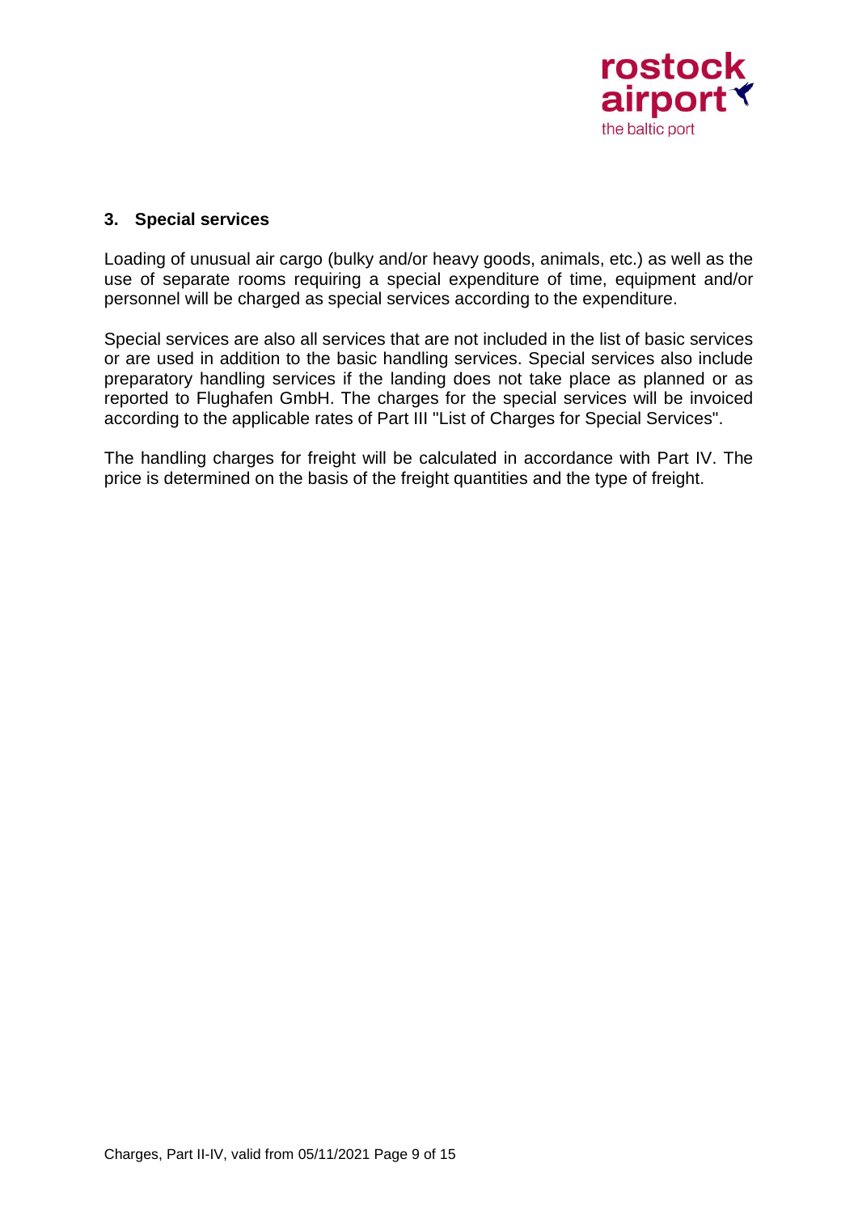## 3. Special services

Loading of unusual air cargo (bulky and/or heavy goods, animals, etc.) as well as the use of separate rooms requiring a special expenditure of time, equipment and/or personnel will be charged as special services according to the expenditure.

Special services are also all services that are not included in the list of basic services or are used in addition to the basic handling services. Special services also include preparatory handling services if the landing does not take place as planned or as reported to Flughafen GmbH. The charges for the special services will be invoiced according to the applicable rates of Part III "List of Charges for Special Services".

The handling charges for freight will be calculated in accordance with Part IV. The price is determined on the basis of the freight quantities and the type of freight.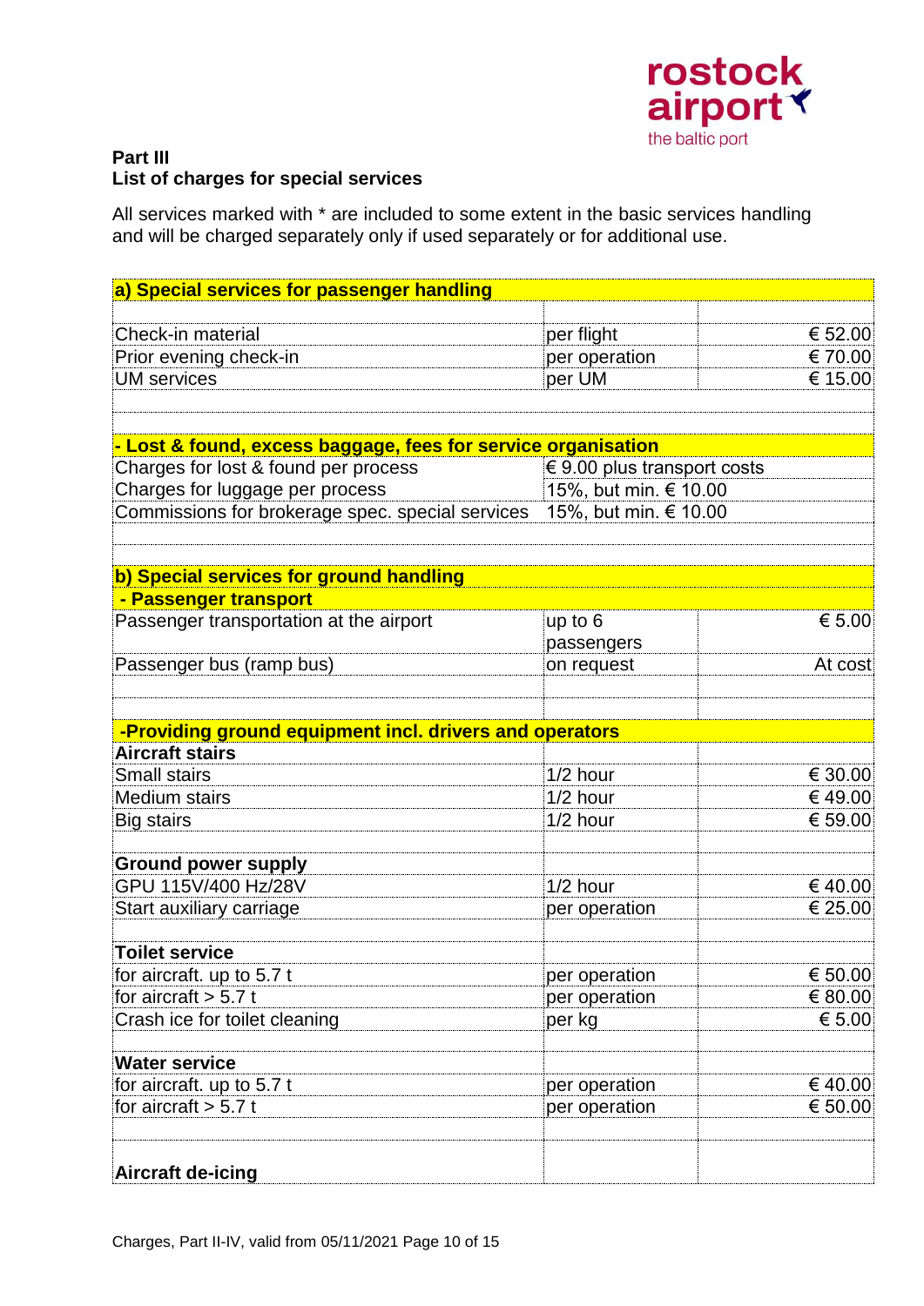**Part III**
**List of charges for special services**

All services marked with * are included to some extent in the basic services handling and will be charged separately only if used separately or for additional use.

| **a) Special services for passenger handling** | | |
|---|---|---|
| | | |
| Check-in material | per flight | € 52.00 |
| Prior evening check-in | per operation | € 70.00 |
| UM services | per UM | € 15.00 |
| | | |
| | | |
| **- Lost & found, excess baggage, fees for service organisation** | | |
| Charges for lost & found per process | € 9.00 plus transport costs | |
| Charges for luggage per process | 15%, but min. € 10.00 | |
| Commissions for brokerage spec. special services | 15%, but min. € 10.00 | |
| | | |
| | | |
| **b) Special services for ground handling** | | |
| **- Passenger transport** | | |
| Passenger transportation at the airport | up to 6 passengers | € 5.00 |
| Passenger bus (ramp bus) | on request | At cost |
| | | |
| | | |
| **-Providing ground equipment incl. drivers and operators** | | |
| **Aircraft stairs** | | |
| Small stairs | 1/2 hour | € 30.00 |
| Medium stairs | 1/2 hour | € 49.00 |
| Big stairs | 1/2 hour | € 59.00 |
| | | |
| **Ground power supply** | | |
| GPU 115V/400 Hz/28V | 1/2 hour | € 40.00 |
| Start auxiliary carriage | per operation | € 25.00 |
| | | |
| **Toilet service** | | |
| for aircraft. up to 5.7 t | per operation | € 50.00 |
| for aircraft > 5.7 t | per operation | € 80.00 |
| Crash ice for toilet cleaning | per kg | € 5.00 |
| | | |
| **Water service** | | |
| for aircraft. up to 5.7 t | per operation | € 40.00 |
| for aircraft > 5.7 t | per operation | € 50.00 |
| | | |
| **Aircraft de-icing** | | |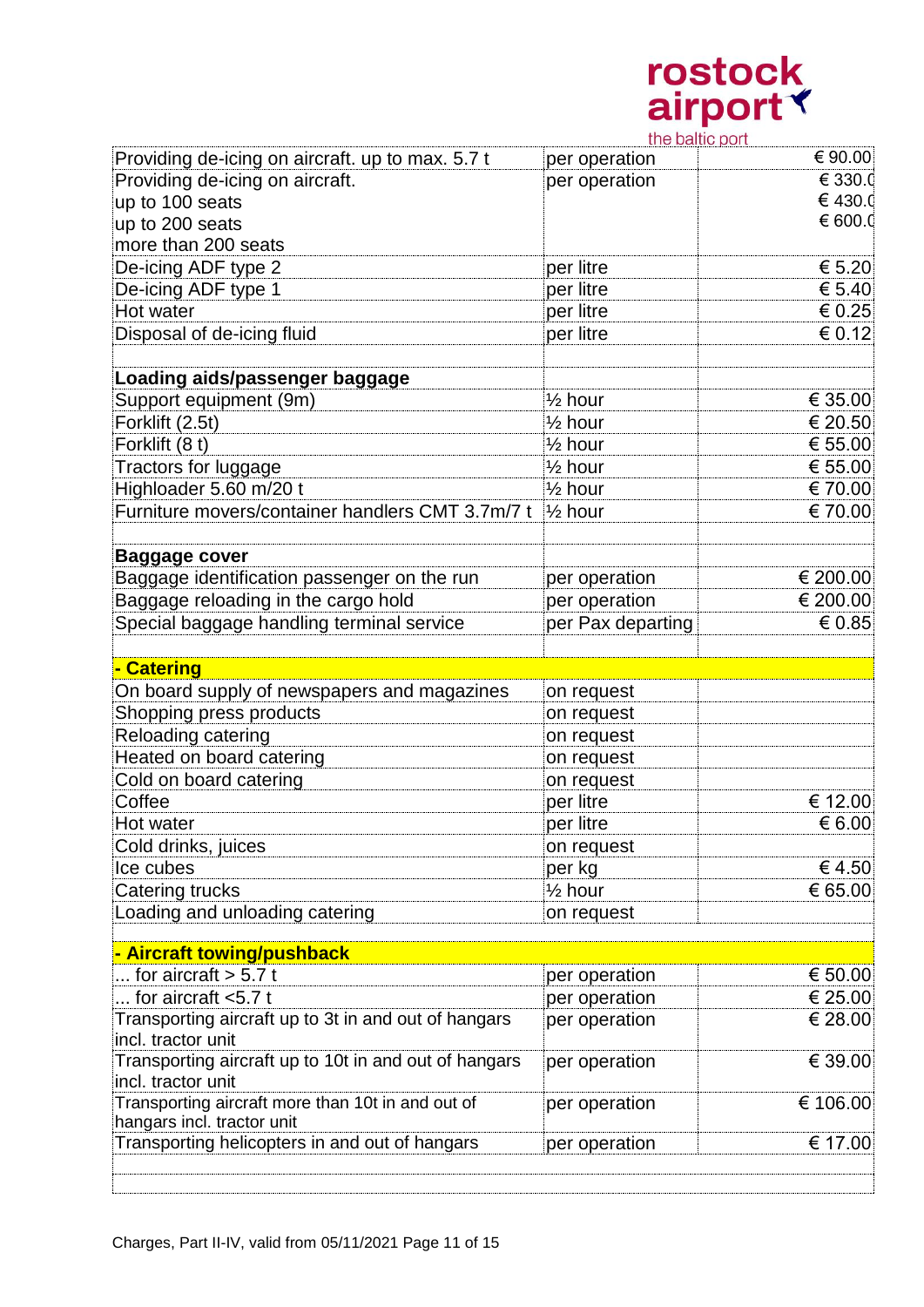| | | |
|---|---|---|
| Providing de-icing on aircraft. up to max. 5.7 t | per operation | € 90.00 |
| Providing de-icing on aircraft.<br>up to 100 seats<br>up to 200 seats<br>more than 200 seats | per operation | € 330.0<br>€ 430.0<br>€ 600.0 |
| De-icing ADF type 2 | per litre | € 5.20 |
| De-icing ADF type 1 | per litre | € 5.40 |
| Hot water | per litre | € 0.25 |
| Disposal of de-icing fluid | per litre | € 0.12 |
| | | |
| **Loading aids/passenger baggage** | | |
| Support equipment (9m) | ½ hour | € 35.00 |
| Forklift (2.5t) | ½ hour | € 20.50 |
| Forklift (8 t) | ½ hour | € 55.00 |
| Tractors for luggage | ½ hour | € 55.00 |
| Highloader 5.60 m/20 t | ½ hour | € 70.00 |
| Furniture movers/container handlers CMT 3.7m/7 t | ½ hour | € 70.00 |
| | | |
| **Baggage cover** | | |
| Baggage identification passenger on the run | per operation | € 200.00 |
| Baggage reloading in the cargo hold | per operation | € 200.00 |
| Special baggage handling terminal service | per Pax departing | € 0.85 |
| | | |
| **- Catering** | | |
| On board supply of newspapers and magazines | on request | |
| Shopping press products | on request | |
| Reloading catering | on request | |
| Heated on board catering | on request | |
| Cold on board catering | on request | |
| Coffee | per litre | € 12.00 |
| Hot water | per litre | € 6.00 |
| Cold drinks, juices | on request | |
| Ice cubes | per kg | € 4.50 |
| Catering trucks | ½ hour | € 65.00 |
| Loading and unloading catering | on request | |
| | | |
| **- Aircraft towing/pushback** | | |
| ... for aircraft > 5.7 t | per operation | € 50.00 |
| ... for aircraft <5.7 t | per operation | € 25.00 |
| Transporting aircraft up to 3t in and out of hangars incl. tractor unit | per operation | € 28.00 |
| Transporting aircraft up to 10t in and out of hangars incl. tractor unit | per operation | € 39.00 |
| Transporting aircraft more than 10t in and out of hangars incl. tractor unit | per operation | € 106.00 |
| Transporting helicopters in and out of hangars | per operation | € 17.00 |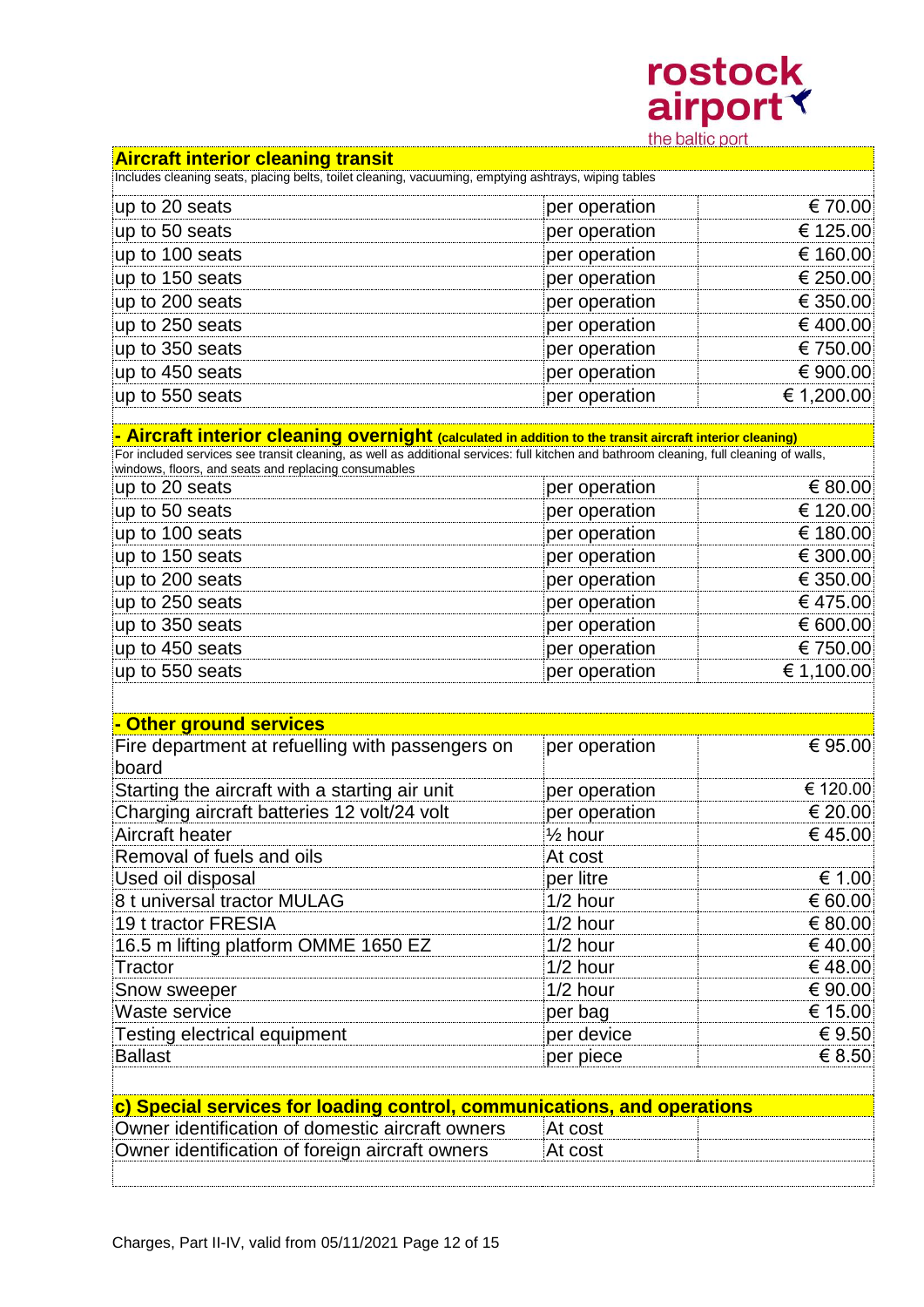## Aircraft interior cleaning transit

Includes cleaning seats, placing belts, toilet cleaning, vacuuming, emptying ashtrays, wiping tables

| | | |
|---|---|---|
| up to 20 seats | per operation | € 70.00 |
| up to 50 seats | per operation | € 125.00 |
| up to 100 seats | per operation | € 160.00 |
| up to 150 seats | per operation | € 250.00 |
| up to 200 seats | per operation | € 350.00 |
| up to 250 seats | per operation | € 400.00 |
| up to 350 seats | per operation | € 750.00 |
| up to 450 seats | per operation | € 900.00 |
| up to 550 seats | per operation | € 1,200.00 |

## - Aircraft interior cleaning overnight (calculated in addition to the transit aircraft interior cleaning)

For included services see transit cleaning, as well as additional services: full kitchen and bathroom cleaning, full cleaning of walls, windows, floors, and seats and replacing consumables

| | | |
|---|---|---|
| up to 20 seats | per operation | € 80.00 |
| up to 50 seats | per operation | € 120.00 |
| up to 100 seats | per operation | € 180.00 |
| up to 150 seats | per operation | € 300.00 |
| up to 200 seats | per operation | € 350.00 |
| up to 250 seats | per operation | € 475.00 |
| up to 350 seats | per operation | € 600.00 |
| up to 450 seats | per operation | € 750.00 |
| up to 550 seats | per operation | € 1,100.00 |

## - Other ground services

| | | |
|---|---|---|
| Fire department at refuelling with passengers on board | per operation | € 95.00 |
| Starting the aircraft with a starting air unit | per operation | € 120.00 |
| Charging aircraft batteries 12 volt/24 volt | per operation | € 20.00 |
| Aircraft heater | ½ hour | € 45.00 |
| Removal of fuels and oils | At cost | |
| Used oil disposal | per litre | € 1.00 |
| 8 t universal tractor MULAG | 1/2 hour | € 60.00 |
| 19 t tractor FRESIA | 1/2 hour | € 80.00 |
| 16.5 m lifting platform OMME 1650 EZ | 1/2 hour | € 40.00 |
| Tractor | 1/2 hour | € 48.00 |
| Snow sweeper | 1/2 hour | € 90.00 |
| Waste service | per bag | € 15.00 |
| Testing electrical equipment | per device | € 9.50 |
| Ballast | per piece | € 8.50 |

## c) Special services for loading control, communications, and operations

| | | |
|---|---|---|
| Owner identification of domestic aircraft owners | At cost | |
| Owner identification of foreign aircraft owners | At cost | |

Charges, Part II-IV, valid from 05/11/2021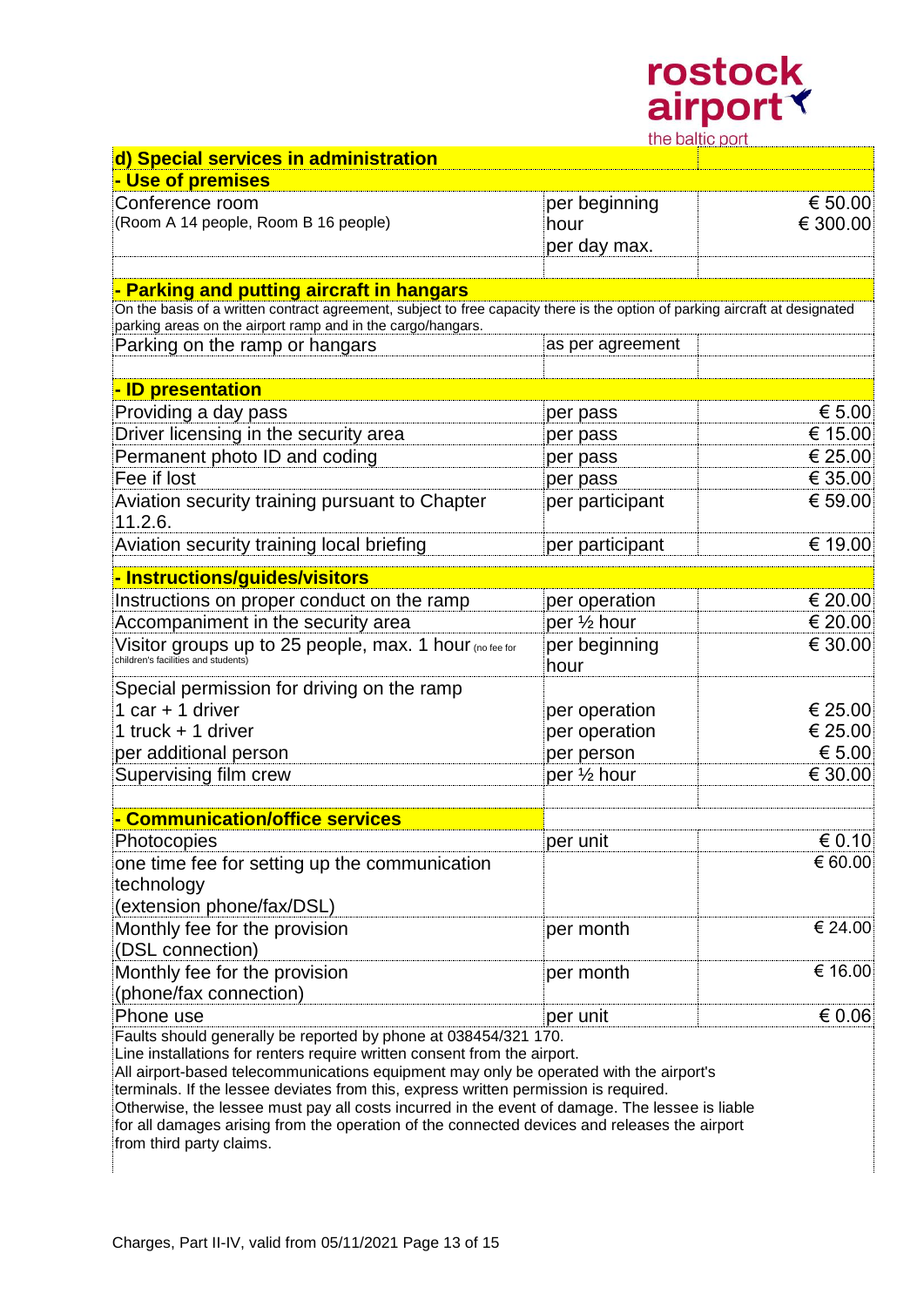## d) Special services in administration

### - Use of premises

| | | |
|---|---|---|
| Conference room<br>(Room A 14 people, Room B 16 people) | per beginning hour<br>per day max. | € 50.00<br>€ 300.00 |

### - Parking and putting aircraft in hangars

On the basis of a written contract agreement, subject to free capacity there is the option of parking aircraft at designated parking areas on the airport ramp and in the cargo/hangars.

| | | |
|---|---|---|
| Parking on the ramp or hangars | as per agreement | |

### - ID presentation

| | | |
|---|---|---|
| Providing a day pass | per pass | € 5.00 |
| Driver licensing in the security area | per pass | € 15.00 |
| Permanent photo ID and coding | per pass | € 25.00 |
| Fee if lost | per pass | € 35.00 |
| Aviation security training pursuant to Chapter 11.2.6. | per participant | € 59.00 |
| Aviation security training local briefing | per participant | € 19.00 |

### - Instructions/guides/visitors

| | | |
|---|---|---|
| Instructions on proper conduct on the ramp | per operation | € 20.00 |
| Accompaniment in the security area | per ½ hour | € 20.00 |
| Visitor groups up to 25 people, max. 1 hour (no fee for children's facilities and students) | per beginning hour | € 30.00 |
| Special permission for driving on the ramp | | |
| 1 car + 1 driver | per operation | € 25.00 |
| 1 truck + 1 driver | per operation | € 25.00 |
| per additional person | per person | € 5.00 |
| Supervising film crew | per ½ hour | € 30.00 |

### - Communication/office services

| | | |
|---|---|---|
| Photocopies | per unit | € 0.10 |
| one time fee for setting up the communication technology<br>(extension phone/fax/DSL) | | € 60.00 |
| Monthly fee for the provision<br>(DSL connection) | per month | € 24.00 |
| Monthly fee for the provision<br>(phone/fax connection) | per month | € 16.00 |
| Phone use | per unit | € 0.06 |

Faults should generally be reported by phone at 038454/321 170.
Line installations for renters require written consent from the airport.
All airport-based telecommunications equipment may only be operated with the airport's terminals. If the lessee deviates from this, express written permission is required.
Otherwise, the lessee must pay all costs incurred in the event of damage. The lessee is liable for all damages arising from the operation of the connected devices and releases the airport from third party claims.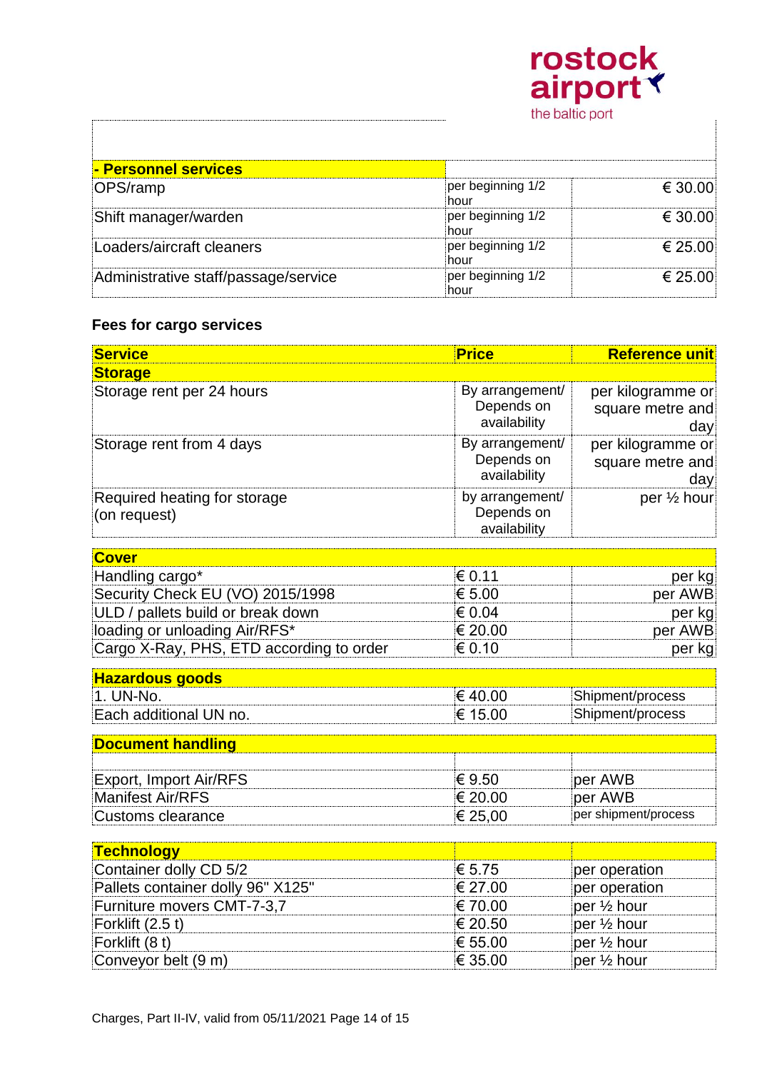| - Personnel services | | |
|---|---|---|
| OPS/ramp | per beginning 1/2 hour | € 30.00 |
| Shift manager/warden | per beginning 1/2 hour | € 30.00 |
| Loaders/aircraft cleaners | per beginning 1/2 hour | € 25.00 |
| Administrative staff/passage/service | per beginning 1/2 hour | € 25.00 |

## Fees for cargo services

| Service | Price | Reference unit |
|---|---|---|
| **Storage** | | |
| Storage rent per 24 hours | By arrangement/ Depends on availability | per kilogramme or square metre and day |
| Storage rent from 4 days | By arrangement/ Depends on availability | per kilogramme or square metre and day |
| Required heating for storage (on request) | by arrangement/ Depends on availability | per ½ hour |

| Cover | | |
|---|---|---|
| Handling cargo* | € 0.11 | per kg |
| Security Check EU (VO) 2015/1998 | € 5.00 | per AWB |
| ULD / pallets build or break down | € 0.04 | per kg |
| loading or unloading Air/RFS* | € 20.00 | per AWB |
| Cargo X-Ray, PHS, ETD according to order | € 0.10 | per kg |

| Hazardous goods | | |
|---|---|---|
| 1. UN-No. | € 40.00 | Shipment/process |
| Each additional UN no. | € 15.00 | Shipment/process |

| Document handling | | |
|---|---|---|
| | | |
| Export, Import Air/RFS | € 9.50 | per AWB |
| Manifest Air/RFS | € 20.00 | per AWB |
| Customs clearance | € 25,00 | per shipment/process |

| Technology | | |
|---|---|---|
| Container dolly CD 5/2 | € 5.75 | per operation |
| Pallets container dolly 96" X125" | € 27.00 | per operation |
| Furniture movers CMT-7-3,7 | € 70.00 | per ½ hour |
| Forklift (2.5 t) | € 20.50 | per ½ hour |
| Forklift (8 t) | € 55.00 | per ½ hour |
| Conveyor belt (9 m) | € 35.00 | per ½ hour |

Charges, Part II-IV, valid from 05/11/2021